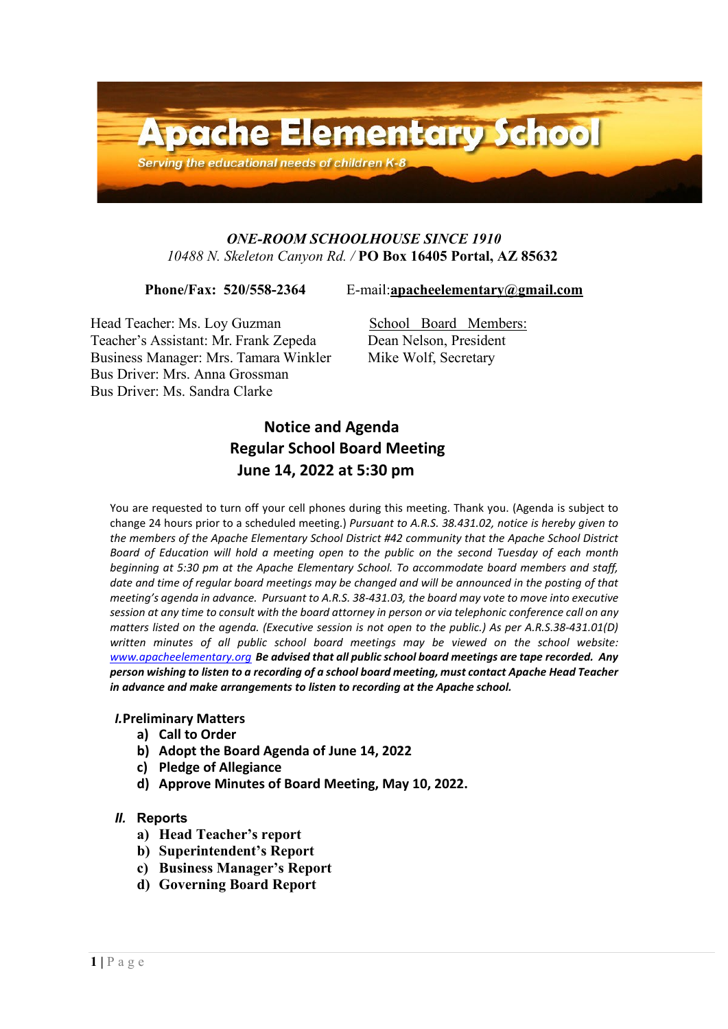# Apache Elementary School

*Serving the educational needs of children K-8*

***ONE-ROOM SCHOOLHOUSE SINCE 1910***

*10488 N. Skeleton Canyon Rd. /* **PO Box 16405 Portal, AZ 85632**

**Phone/Fax: 520/558-2364** E-mail:**apacheelementary@gmail.com**

Head Teacher: Ms. Loy Guzman
Teacher's Assistant: Mr. Frank Zepeda
Business Manager: Mrs. Tamara Winkler
Bus Driver: Mrs. Anna Grossman
Bus Driver: Ms. Sandra Clarke

School Board Members:
Dean Nelson, President
Mike Wolf, Secretary

## Notice and Agenda
## Regular School Board Meeting
## June 14, 2022 at 5:30 pm

You are requested to turn off your cell phones during this meeting. Thank you. (Agenda is subject to change 24 hours prior to a scheduled meeting.) *Pursuant to A.R.S. 38.431.02, notice is hereby given to the members of the Apache Elementary School District #42 community that the Apache School District Board of Education will hold a meeting open to the public on the second Tuesday of each month beginning at 5:30 pm at the Apache Elementary School. To accommodate board members and staff, date and time of regular board meetings may be changed and will be announced in the posting of that meeting's agenda in advance. Pursuant to A.R.S. 38-431.03, the board may vote to move into executive session at any time to consult with the board attorney in person or via telephonic conference call on any matters listed on the agenda. (Executive session is not open to the public.) As per A.R.S.38-431.01(D) written minutes of all public school board meetings may be viewed on the school website: www.apacheelementary.org* ***Be advised that all public school board meetings are tape recorded. Any person wishing to listen to a recording of a school board meeting, must contact Apache Head Teacher in advance and make arrangements to listen to recording at the Apache school.***

**I. Preliminary Matters**

- **a) Call to Order**
- **b) Adopt the Board Agenda of June 14, 2022**
- **c) Pledge of Allegiance**
- **d) Approve Minutes of Board Meeting, May 10, 2022.**

**II. Reports**

- **a) Head Teacher's report**
- **b) Superintendent's Report**
- **c) Business Manager's Report**
- **d) Governing Board Report**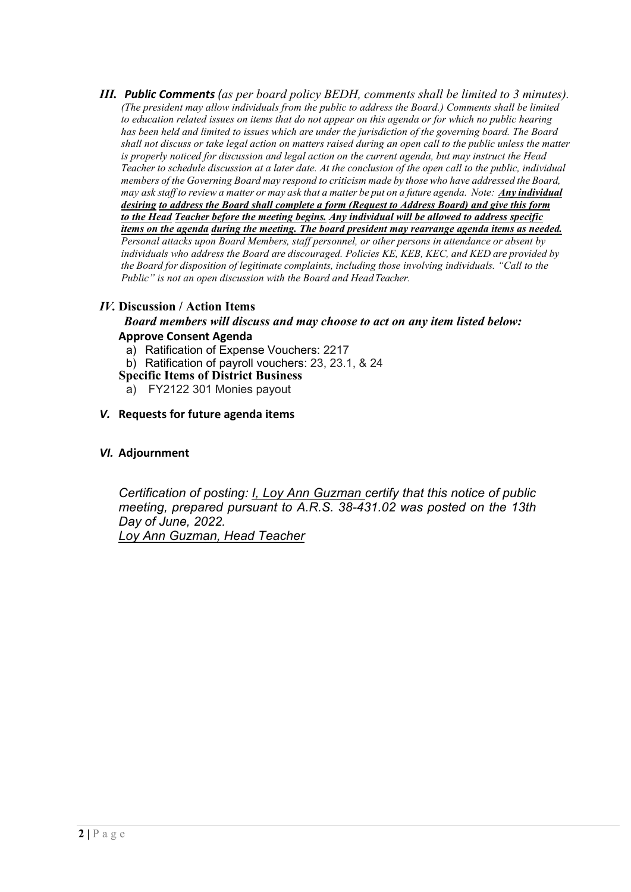## *III.* ***Public Comments*** *(as per board policy BEDH, comments shall be limited to 3 minutes).*

*(The president may allow individuals from the public to address the Board.) Comments shall be limited to education related issues on items that do not appear on this agenda or for which no public hearing has been held and limited to issues which are under the jurisdiction of the governing board. The Board shall not discuss or take legal action on matters raised during an open call to the public unless the matter is properly noticed for discussion and legal action on the current agenda, but may instruct the Head Teacher to schedule discussion at a later date. At the conclusion of the open call to the public, individual members of the Governing Board may respond to criticism made by those who have addressed the Board, may ask staff to review a matter or may ask that a matter be put on a future agenda. Note:* ***Any individual desiring to address the Board shall complete a form (Request to Address Board) and give this form to the Head Teacher before the meeting begins. Any individual will be allowed to address specific items on the agenda during the meeting. The board president may rearrange agenda items as needed.*** *Personal attacks upon Board Members, staff personnel, or other persons in attendance or absent by individuals who address the Board are discouraged. Policies KE, KEB, KEC, and KED are provided by the Board for disposition of legitimate complaints, including those involving individuals. "Call to the Public" is not an open discussion with the Board and Head Teacher.*

## *IV.* **Discussion / Action Items**

***Board members will discuss and may choose to act on any item listed below:***

**Approve Consent Agenda**

a) Ratification of Expense Vouchers: 2217
b) Ratification of payroll vouchers: 23, 23.1, & 24

**Specific Items of District Business**

a) FY2122 301 Monies payout

## *V.* **Requests for future agenda items**

## *VI.* **Adjournment**

*Certification of posting: I, Loy Ann Guzman certify that this notice of public meeting, prepared pursuant to A.R.S. 38-431.02 was posted on the 13th Day of June, 2022.*
*Loy Ann Guzman, Head Teacher*